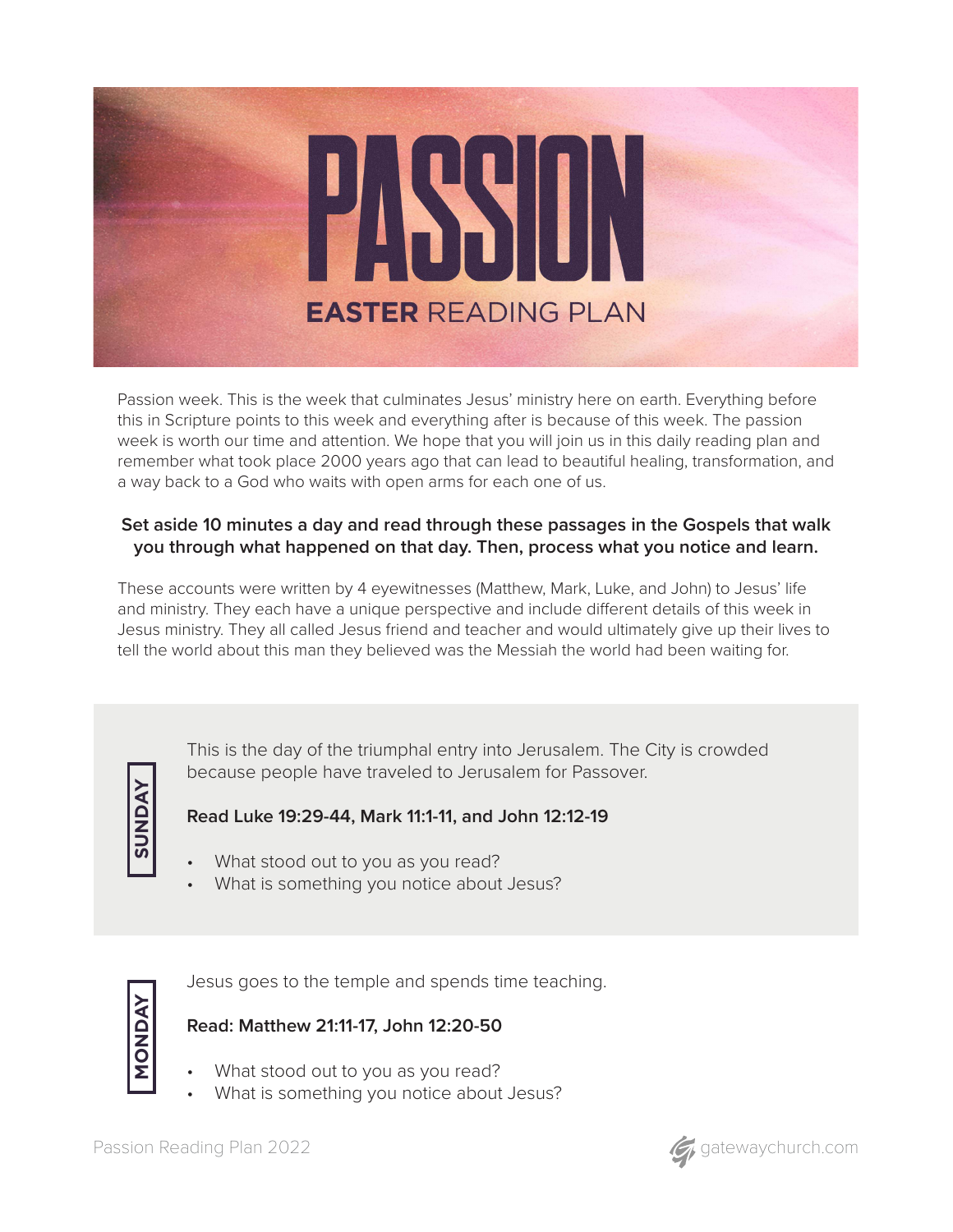# PASSION

## EASTER READING PLAN

Passion week. This is the week that culminates Jesus' ministry here on earth. Everything before this in Scripture points to this week and everything after is because of this week. The passion week is worth our time and attention. We hope that you will join us in this daily reading plan and remember what took place 2000 years ago that can lead to beautiful healing, transformation, and a way back to a God who waits with open arms for each one of us.

**Set aside 10 minutes a day and read through these passages in the Gospels that walk you through what happened on that day. Then, process what you notice and learn.**

These accounts were written by 4 eyewitnesses (Matthew, Mark, Luke, and John) to Jesus' life and ministry. They each have a unique perspective and include different details of this week in Jesus ministry. They all called Jesus friend and teacher and would ultimately give up their lives to tell the world about this man they believed was the Messiah the world had been waiting for.

### SUNDAY

This is the day of the triumphal entry into Jerusalem. The City is crowded because people have traveled to Jerusalem for Passover.

**Read Luke 19:29-44, Mark 11:1-11, and John 12:12-19**

- What stood out to you as you read?
- What is something you notice about Jesus?

### MONDAY

Jesus goes to the temple and spends time teaching.

**Read: Matthew 21:11-17, John 12:20-50**

- What stood out to you as you read?
- What is something you notice about Jesus?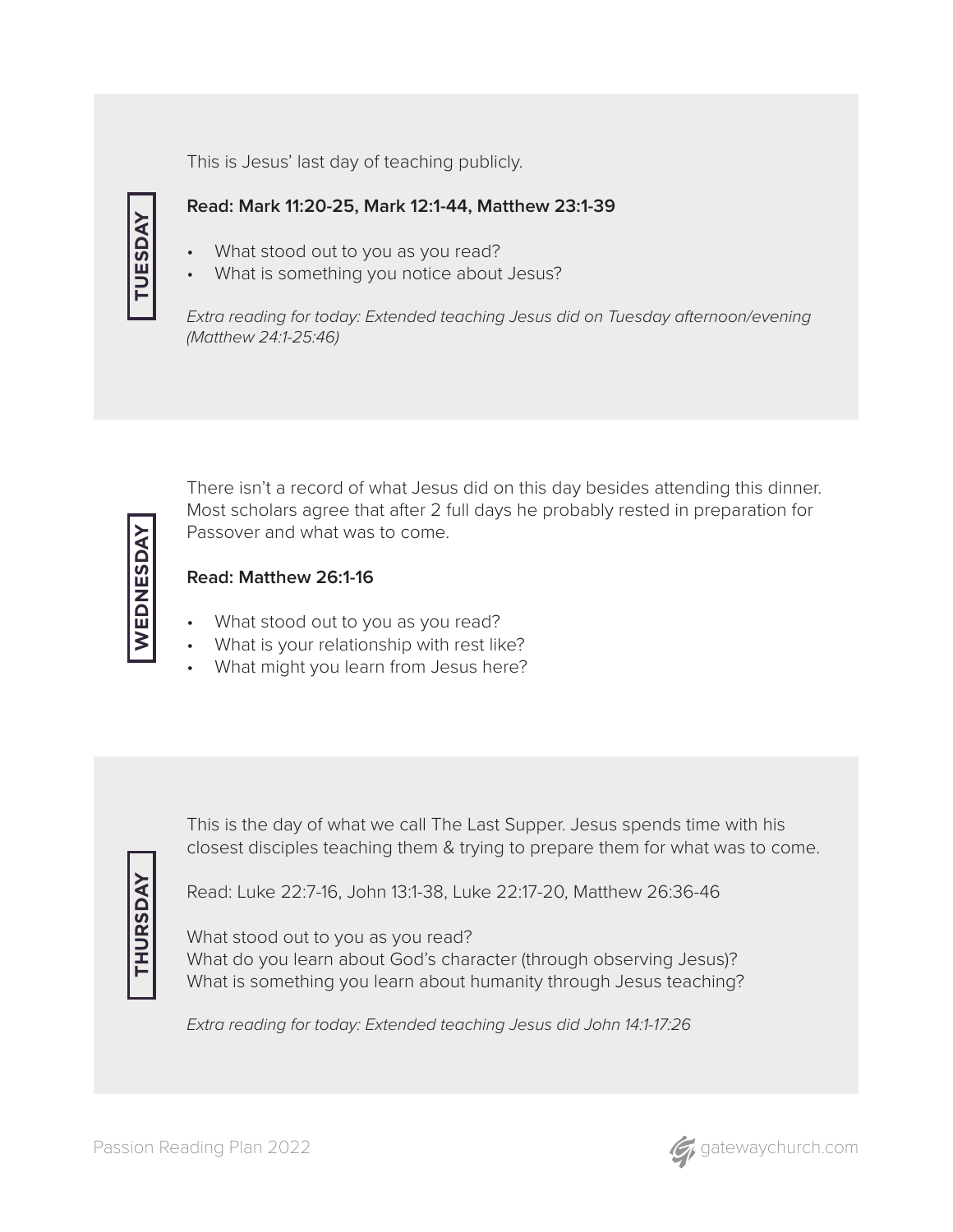## TUESDAY

This is Jesus' last day of teaching publicly.

**Read: Mark 11:20-25, Mark 12:1-44, Matthew 23:1-39**

- What stood out to you as you read?
- What is something you notice about Jesus?

*Extra reading for today: Extended teaching Jesus did on Tuesday afternoon/evening (Matthew 24:1-25:46)*

## WEDNESDAY

There isn't a record of what Jesus did on this day besides attending this dinner. Most scholars agree that after 2 full days he probably rested in preparation for Passover and what was to come.

**Read: Matthew 26:1-16**

- What stood out to you as you read?
- What is your relationship with rest like?
- What might you learn from Jesus here?

## THURSDAY

This is the day of what we call The Last Supper. Jesus spends time with his closest disciples teaching them & trying to prepare them for what was to come.

Read: Luke 22:7-16, John 13:1-38, Luke 22:17-20, Matthew 26:36-46

What stood out to you as you read?
What do you learn about God's character (through observing Jesus)?
What is something you learn about humanity through Jesus teaching?

*Extra reading for today: Extended teaching Jesus did John 14:1-17:26*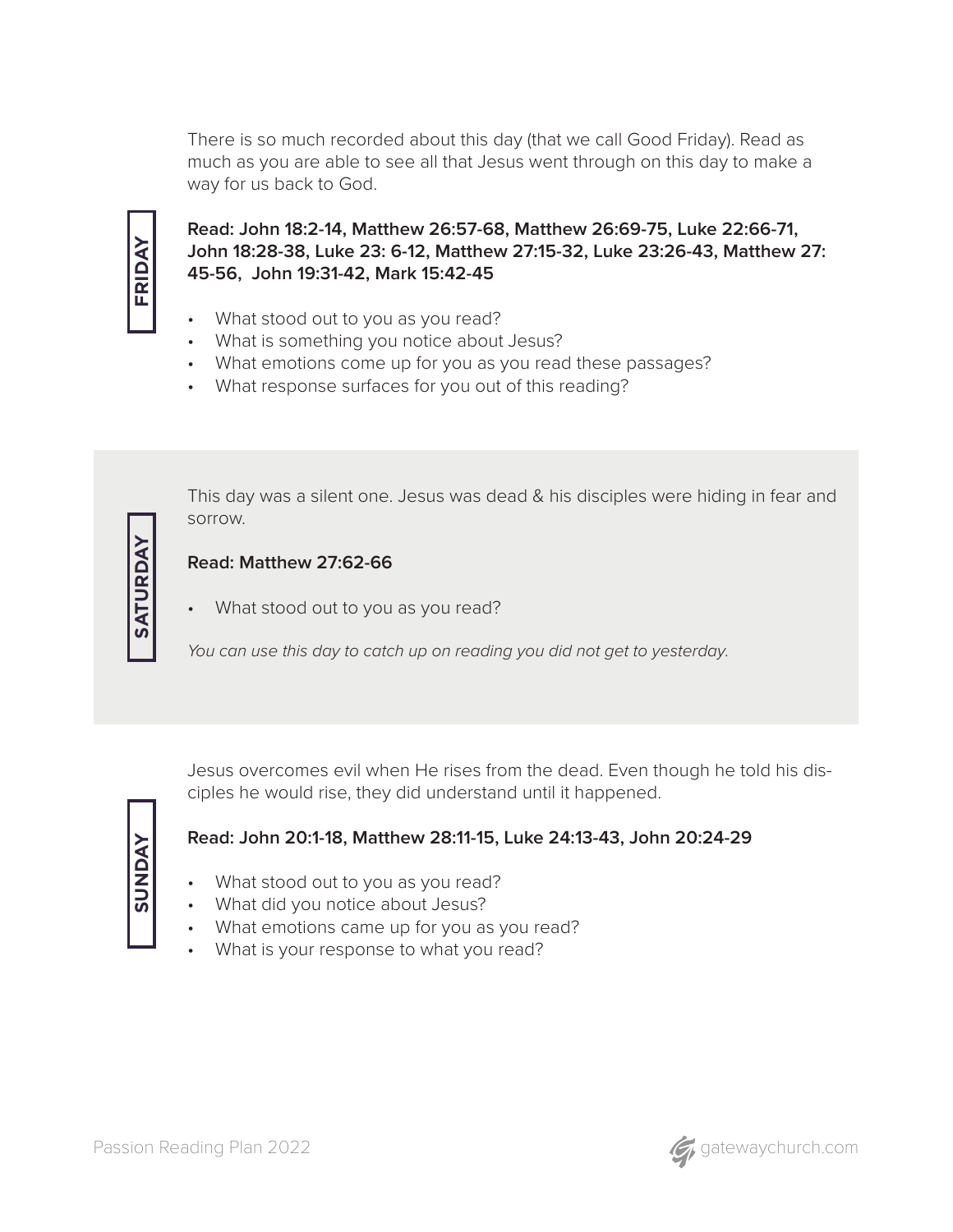## FRIDAY

There is so much recorded about this day (that we call Good Friday). Read as much as you are able to see all that Jesus went through on this day to make a way for us back to God.

**Read: John 18:2-14, Matthew 26:57-68, Matthew 26:69-75, Luke 22:66-71, John 18:28-38, Luke 23: 6-12, Matthew 27:15-32, Luke 23:26-43, Matthew 27: 45-56, John 19:31-42, Mark 15:42-45**

- What stood out to you as you read?
- What is something you notice about Jesus?
- What emotions come up for you as you read these passages?
- What response surfaces for you out of this reading?

## SATURDAY

This day was a silent one. Jesus was dead & his disciples were hiding in fear and sorrow.

**Read: Matthew 27:62-66**

- What stood out to you as you read?

*You can use this day to catch up on reading you did not get to yesterday.*

## SUNDAY

Jesus overcomes evil when He rises from the dead. Even though he told his disciples he would rise, they did understand until it happened.

**Read: John 20:1-18, Matthew 28:11-15, Luke 24:13-43, John 20:24-29**

- What stood out to you as you read?
- What did you notice about Jesus?
- What emotions came up for you as you read?
- What is your response to what you read?